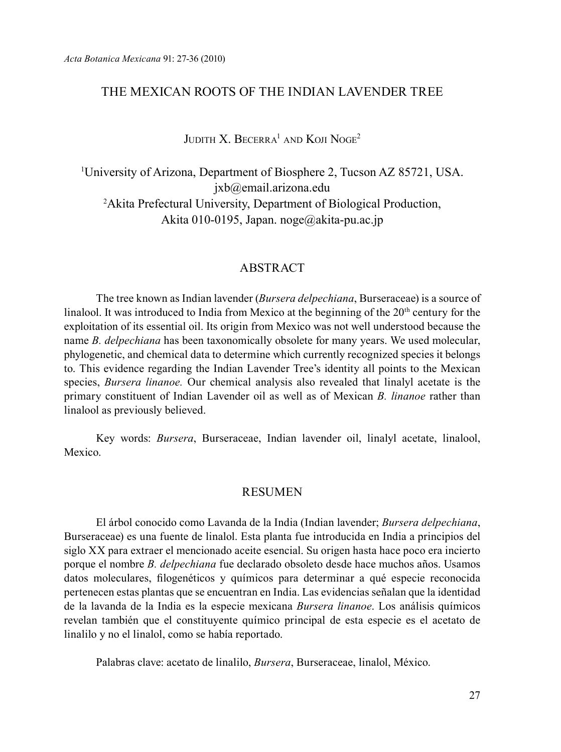# THE MEXICAN ROOTS OF THE INDIAN LAVENDER TREE

Judith X. Becerra[1] and Koji Noge[2]

[1]University of Arizona, Department of Biosphere 2, Tucson AZ 85721, USA. jxb@email.arizona.edu
[2]Akita Prefectural University, Department of Biological Production, Akita 010-0195, Japan. noge@akita-pu.ac.jp

## ABSTRACT

The tree known as Indian lavender (*Bursera delpechiana*, Burseraceae) is a source of linalool. It was introduced to India from Mexico at the beginning of the 20th century for the exploitation of its essential oil. Its origin from Mexico was not well understood because the name *B. delpechiana* has been taxonomically obsolete for many years. We used molecular, phylogenetic, and chemical data to determine which currently recognized species it belongs to. This evidence regarding the Indian Lavender Tree's identity all points to the Mexican species, *Bursera linanoe.* Our chemical analysis also revealed that linalyl acetate is the primary constituent of Indian Lavender oil as well as of Mexican *B. linanoe* rather than linalool as previously believed.

Key words: *Bursera*, Burseraceae, Indian lavender oil, linalyl acetate, linalool, Mexico.

## RESUMEN

El árbol conocido como Lavanda de la India (Indian lavender; *Bursera delpechiana*, Burseraceae) es una fuente de linalol. Esta planta fue introducida en India a principios del siglo XX para extraer el mencionado aceite esencial. Su origen hasta hace poco era incierto porque el nombre *B. delpechiana* fue declarado obsoleto desde hace muchos años. Usamos datos moleculares, filogenéticos y químicos para determinar a qué especie reconocida pertenecen estas plantas que se encuentran en India. Las evidencias señalan que la identidad de la lavanda de la India es la especie mexicana *Bursera linanoe*. Los análisis químicos revelan también que el constituyente químico principal de esta especie es el acetato de linalilo y no el linalol, como se había reportado.

Palabras clave: acetato de linalilo, *Bursera*, Burseraceae, linalol, México.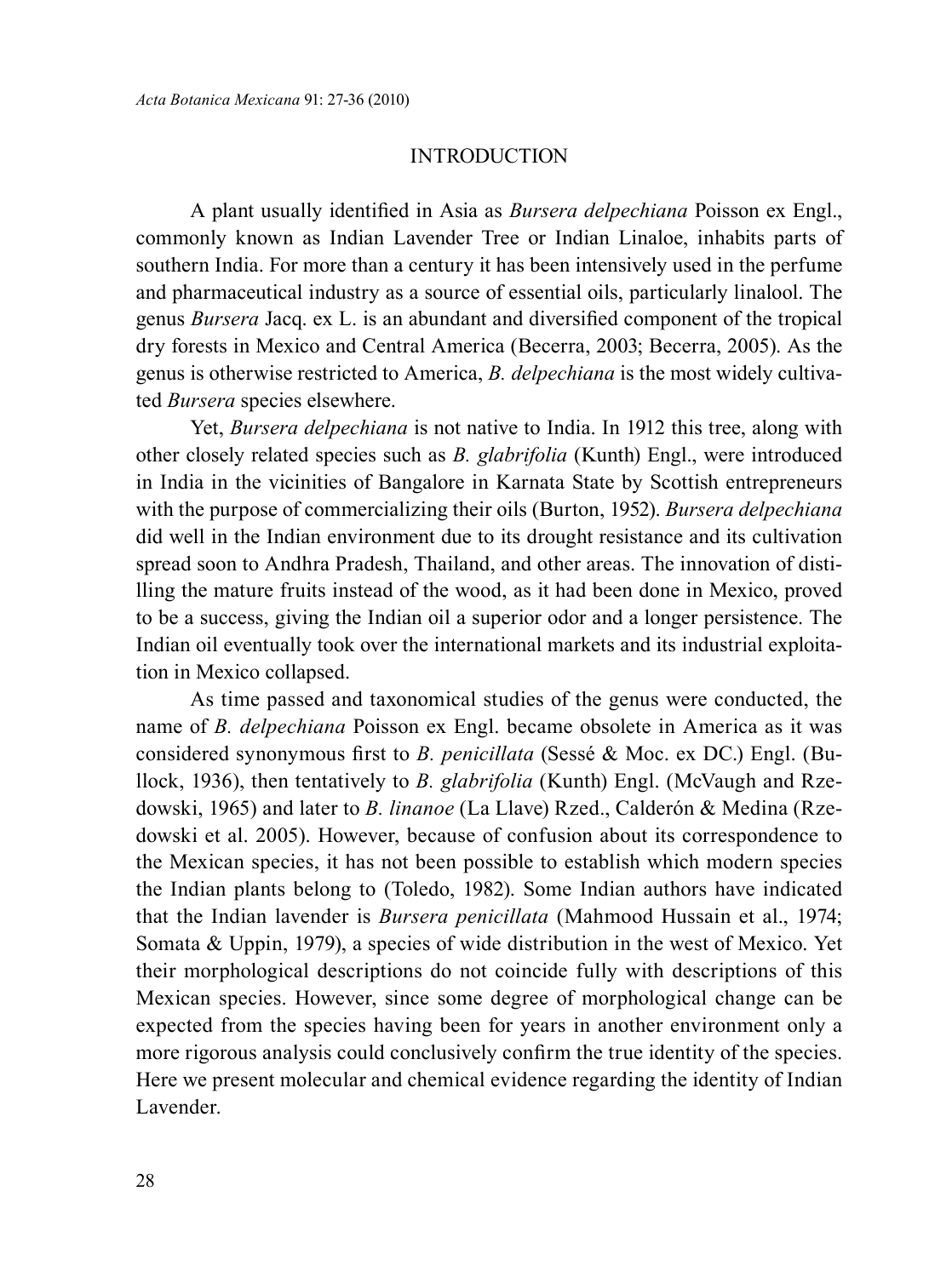## INTRODUCTION

A plant usually identified in Asia as *Bursera delpechiana* Poisson ex Engl., commonly known as Indian Lavender Tree or Indian Linaloe, inhabits parts of southern India. For more than a century it has been intensively used in the perfume and pharmaceutical industry as a source of essential oils, particularly linalool. The genus *Bursera* Jacq. ex L. is an abundant and diversified component of the tropical dry forests in Mexico and Central America (Becerra, 2003; Becerra, 2005). As the genus is otherwise restricted to America, *B. delpechiana* is the most widely cultivated *Bursera* species elsewhere.

Yet, *Bursera delpechiana* is not native to India. In 1912 this tree, along with other closely related species such as *B. glabrifolia* (Kunth) Engl., were introduced in India in the vicinities of Bangalore in Karnata State by Scottish entrepreneurs with the purpose of commercializing their oils (Burton, 1952). *Bursera delpechiana* did well in the Indian environment due to its drought resistance and its cultivation spread soon to Andhra Pradesh, Thailand, and other areas. The innovation of distilling the mature fruits instead of the wood, as it had been done in Mexico, proved to be a success, giving the Indian oil a superior odor and a longer persistence. The Indian oil eventually took over the international markets and its industrial exploitation in Mexico collapsed.

As time passed and taxonomical studies of the genus were conducted, the name of *B. delpechiana* Poisson ex Engl. became obsolete in America as it was considered synonymous first to *B. penicillata* (Sessé & Moc. ex DC.) Engl. (Bullock, 1936), then tentatively to *B. glabrifolia* (Kunth) Engl. (McVaugh and Rzedowski, 1965) and later to *B. linanoe* (La Llave) Rzed., Calderón & Medina (Rzedowski et al. 2005). However, because of confusion about its correspondence to the Mexican species, it has not been possible to establish which modern species the Indian plants belong to (Toledo, 1982). Some Indian authors have indicated that the Indian lavender is *Bursera penicillata* (Mahmood Hussain et al., 1974; Somata & Uppin, 1979), a species of wide distribution in the west of Mexico. Yet their morphological descriptions do not coincide fully with descriptions of this Mexican species. However, since some degree of morphological change can be expected from the species having been for years in another environment only a more rigorous analysis could conclusively confirm the true identity of the species. Here we present molecular and chemical evidence regarding the identity of Indian Lavender.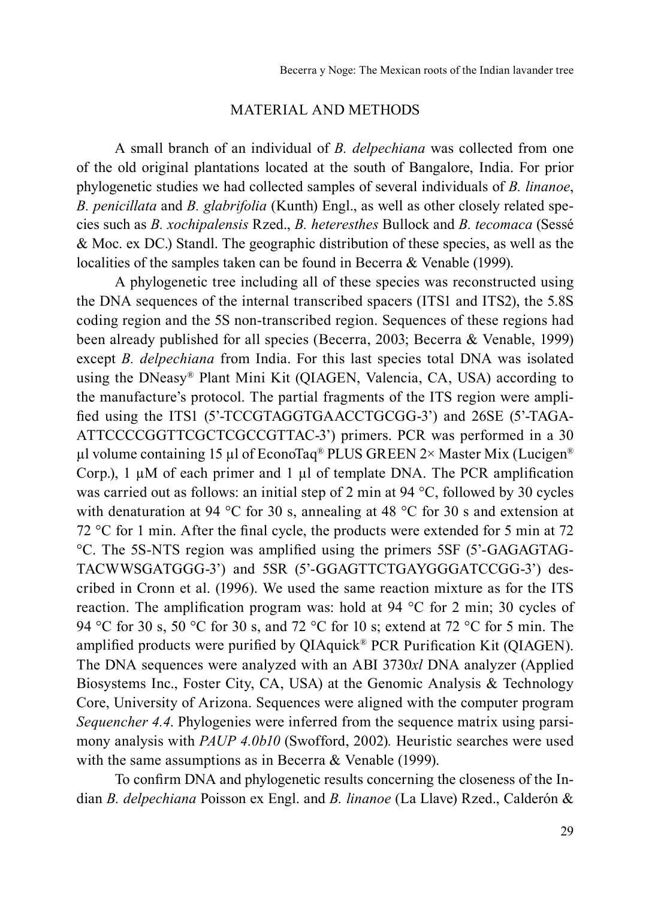## MATERIAL AND METHODS

A small branch of an individual of *B. delpechiana* was collected from one of the old original plantations located at the south of Bangalore, India. For prior phylogenetic studies we had collected samples of several individuals of *B. linanoe*, *B. penicillata* and *B. glabrifolia* (Kunth) Engl., as well as other closely related species such as *B. xochipalensis* Rzed., *B. heteresthes* Bullock and *B. tecomaca* (Sessé & Moc. ex DC.) Standl. The geographic distribution of these species, as well as the localities of the samples taken can be found in Becerra & Venable (1999).

A phylogenetic tree including all of these species was reconstructed using the DNA sequences of the internal transcribed spacers (ITS1 and ITS2), the 5.8S coding region and the 5S non-transcribed region. Sequences of these regions had been already published for all species (Becerra, 2003; Becerra & Venable, 1999) except *B. delpechiana* from India. For this last species total DNA was isolated using the DNeasy® Plant Mini Kit (QIAGEN, Valencia, CA, USA) according to the manufacture's protocol. The partial fragments of the ITS region were amplified using the ITS1 (5'-TCCGTAGGTGAACCTGCGG-3') and 26SE (5'-TAGAATTCCCCGGTTCGCTCGCCGTTAC-3') primers. PCR was performed in a 30 µl volume containing 15 µl of EconoTaq® PLUS GREEN 2× Master Mix (Lucigen® Corp.), 1 µM of each primer and 1 µl of template DNA. The PCR amplification was carried out as follows: an initial step of 2 min at 94 °C, followed by 30 cycles with denaturation at 94 °C for 30 s, annealing at 48 °C for 30 s and extension at 72 °C for 1 min. After the final cycle, the products were extended for 5 min at 72 °C. The 5S-NTS region was amplified using the primers 5SF (5'-GAGAGTAGTACWWSGATGGG-3') and 5SR (5'-GGAGTTCTGAYGGGATCCGG-3') described in Cronn et al. (1996). We used the same reaction mixture as for the ITS reaction. The amplification program was: hold at 94 °C for 2 min; 30 cycles of 94 °C for 30 s, 50 °C for 30 s, and 72 °C for 10 s; extend at 72 °C for 5 min. The amplified products were purified by QIAquick® PCR Purification Kit (QIAGEN). The DNA sequences were analyzed with an ABI 3730*xl* DNA analyzer (Applied Biosystems Inc., Foster City, CA, USA) at the Genomic Analysis & Technology Core, University of Arizona. Sequences were aligned with the computer program *Sequencher 4.4*. Phylogenies were inferred from the sequence matrix using parsimony analysis with *PAUP 4.0b10* (Swofford, 2002). Heuristic searches were used with the same assumptions as in Becerra & Venable (1999).

To confirm DNA and phylogenetic results concerning the closeness of the Indian *B. delpechiana* Poisson ex Engl. and *B. linanoe* (La Llave) Rzed., Calderón &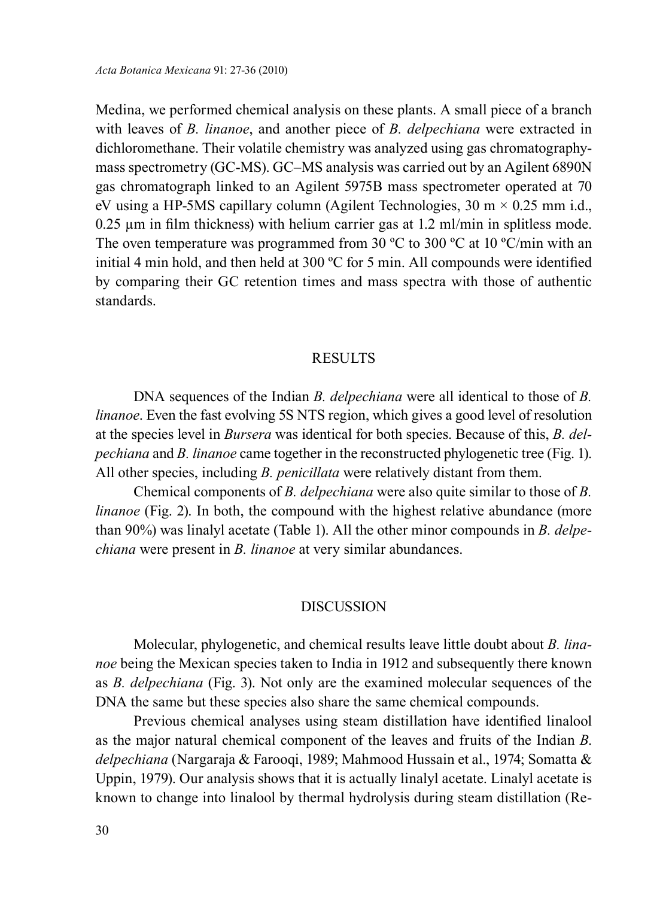Medina, we performed chemical analysis on these plants. A small piece of a branch with leaves of *B. linanoe*, and another piece of *B. delpechiana* were extracted in dichloromethane. Their volatile chemistry was analyzed using gas chromatography-mass spectrometry (GC-MS). GC–MS analysis was carried out by an Agilent 6890N gas chromatograph linked to an Agilent 5975B mass spectrometer operated at 70 eV using a HP-5MS capillary column (Agilent Technologies, 30 m × 0.25 mm i.d., 0.25 µm in film thickness) with helium carrier gas at 1.2 ml/min in splitless mode. The oven temperature was programmed from 30 ºC to 300 ºC at 10 ºC/min with an initial 4 min hold, and then held at 300 ºC for 5 min. All compounds were identified by comparing their GC retention times and mass spectra with those of authentic standards.

## RESULTS

DNA sequences of the Indian *B. delpechiana* were all identical to those of *B. linanoe*. Even the fast evolving 5S NTS region, which gives a good level of resolution at the species level in *Bursera* was identical for both species. Because of this, *B. delpechiana* and *B. linanoe* came together in the reconstructed phylogenetic tree (Fig. 1). All other species, including *B. penicillata* were relatively distant from them.

Chemical components of *B. delpechiana* were also quite similar to those of *B. linanoe* (Fig. 2). In both, the compound with the highest relative abundance (more than 90%) was linalyl acetate (Table 1). All the other minor compounds in *B. delpechiana* were present in *B. linanoe* at very similar abundances.

## DISCUSSION

Molecular, phylogenetic, and chemical results leave little doubt about *B. linanoe* being the Mexican species taken to India in 1912 and subsequently there known as *B. delpechiana* (Fig. 3). Not only are the examined molecular sequences of the DNA the same but these species also share the same chemical compounds.

Previous chemical analyses using steam distillation have identified linalool as the major natural chemical component of the leaves and fruits of the Indian *B. delpechiana* (Nargaraja & Farooqi, 1989; Mahmood Hussain et al., 1974; Somatta & Uppin, 1979). Our analysis shows that it is actually linalyl acetate. Linalyl acetate is known to change into linalool by thermal hydrolysis during steam distillation (Re-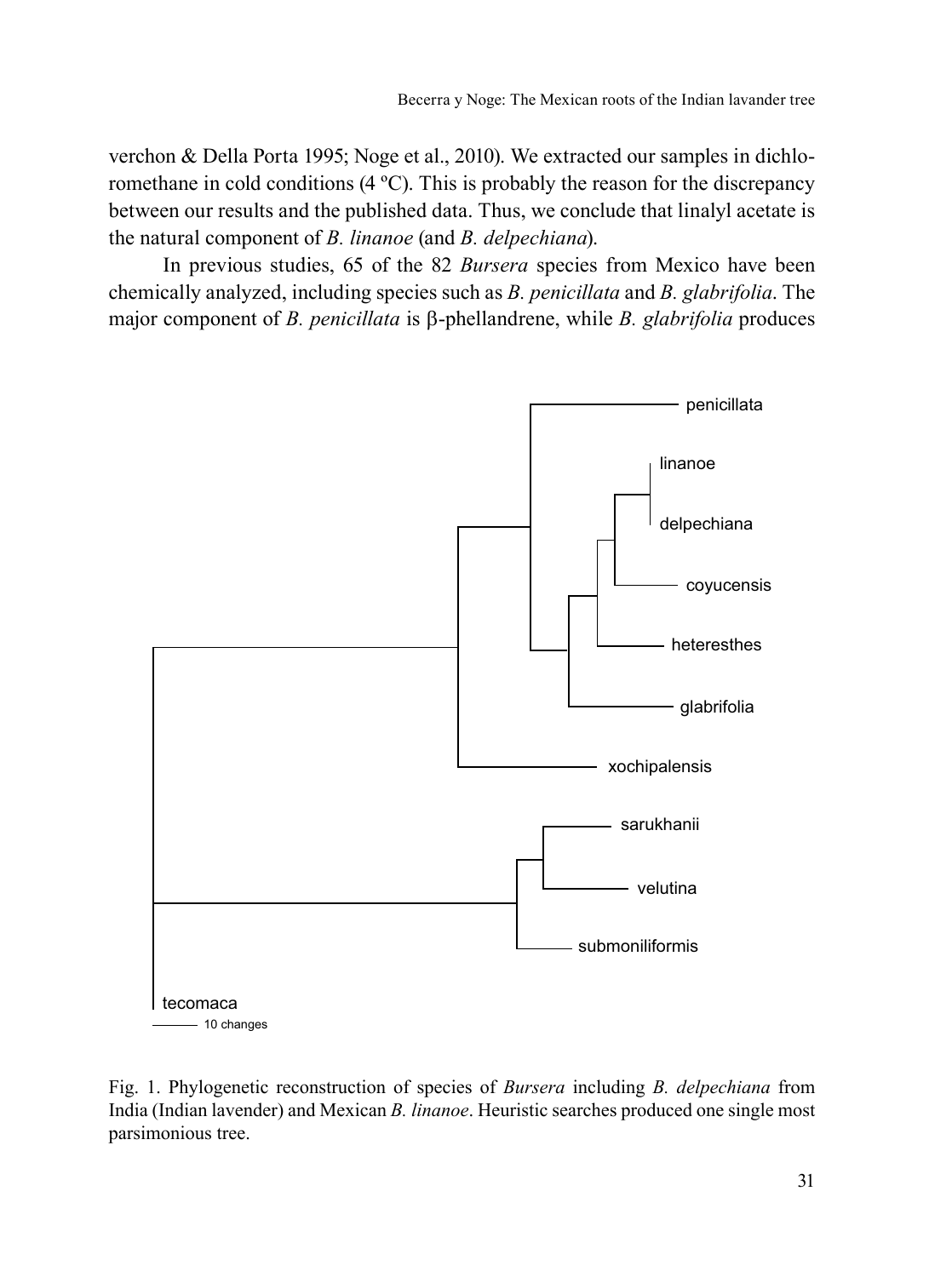verchon & Della Porta 1995; Noge et al., 2010). We extracted our samples in dichloromethane in cold conditions (4 ºC). This is probably the reason for the discrepancy between our results and the published data. Thus, we conclude that linalyl acetate is the natural component of *B. linanoe* (and *B. delpechiana*).

In previous studies, 65 of the 82 *Bursera* species from Mexico have been chemically analyzed, including species such as *B. penicillata* and *B. glabrifolia*. The major component of *B. penicillata* is β-phellandrene, while *B. glabrifolia* produces

Fig. 1. Phylogenetic reconstruction of species of *Bursera* including *B. delpechiana* from India (Indian lavender) and Mexican *B. linanoe*. Heuristic searches produced one single most parsimonious tree.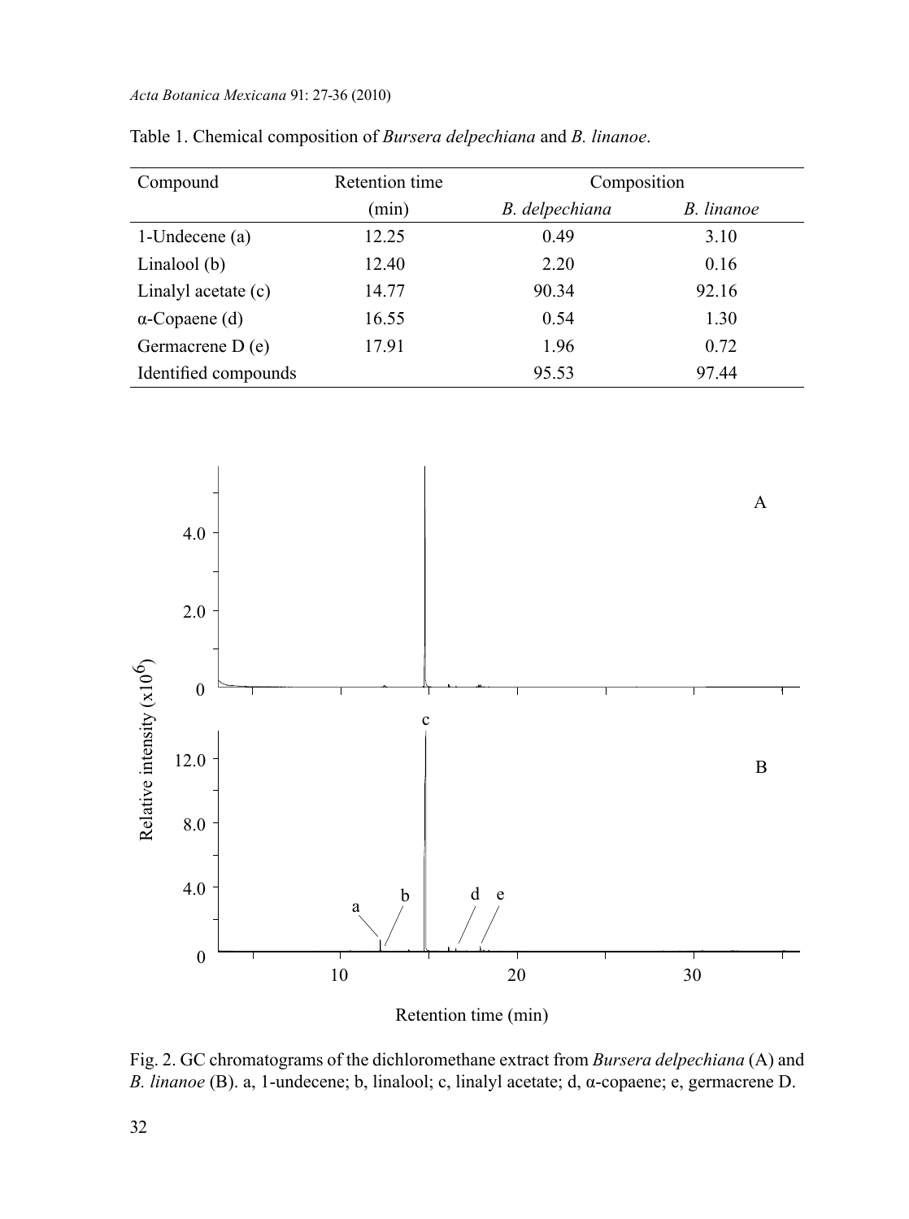Table 1. Chemical composition of *Bursera delpechiana* and *B. linanoe*.

| Compound | Retention time (min) | Composition | |
|---|---|---|---|
| | | *B. delpechiana* | *B. linanoe* |
| 1-Undecene (a) | 12.25 | 0.49 | 3.10 |
| Linalool (b) | 12.40 | 2.20 | 0.16 |
| Linalyl acetate (c) | 14.77 | 90.34 | 92.16 |
| α-Copaene (d) | 16.55 | 0.54 | 1.30 |
| Germacrene D (e) | 17.91 | 1.96 | 0.72 |
| Identified compounds | | 95.53 | 97.44 |

Fig. 2. GC chromatograms of the dichloromethane extract from *Bursera delpechiana* (A) and *B. linanoe* (B). a, 1-undecene; b, linalool; c, linalyl acetate; d, α-copaene; e, germacrene D.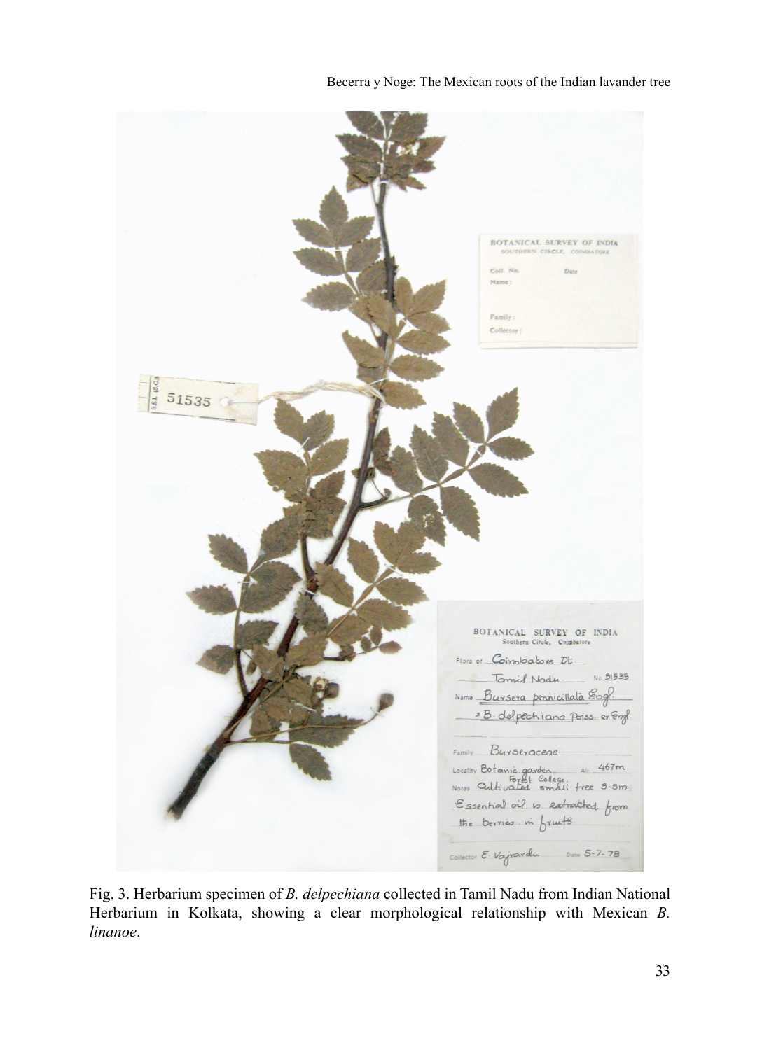Fig. 3. Herbarium specimen of *B. delpechiana* collected in Tamil Nadu from Indian National Herbarium in Kolkata, showing a clear morphological relationship with Mexican *B. linanoe*.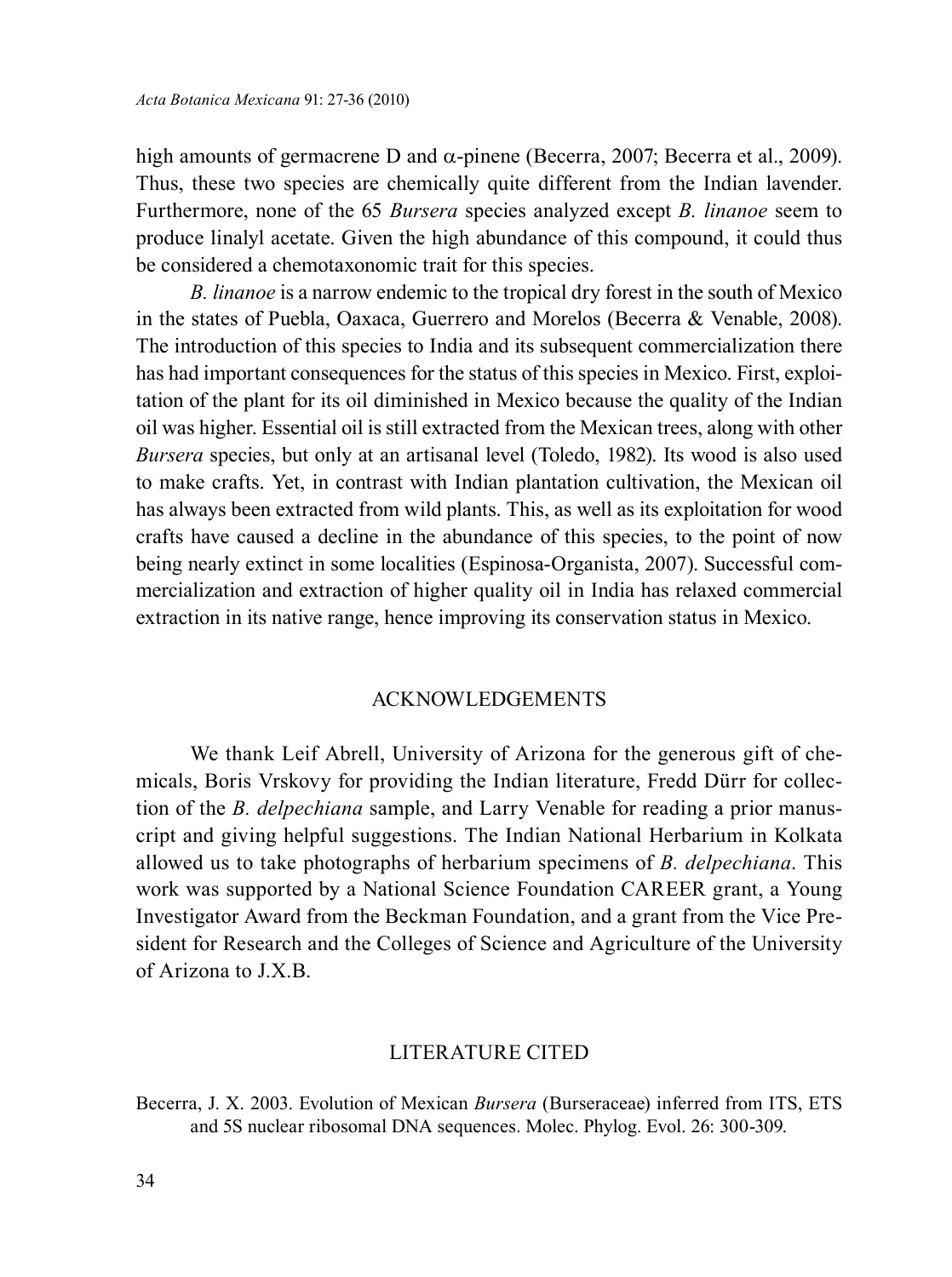high amounts of germacrene D and $\alpha$-pinene (Becerra, 2007; Becerra et al., 2009). Thus, these two species are chemically quite different from the Indian lavender. Furthermore, none of the 65 *Bursera* species analyzed except *B. linanoe* seem to produce linalyl acetate. Given the high abundance of this compound, it could thus be considered a chemotaxonomic trait for this species.

*B. linanoe* is a narrow endemic to the tropical dry forest in the south of Mexico in the states of Puebla, Oaxaca, Guerrero and Morelos (Becerra & Venable, 2008). The introduction of this species to India and its subsequent commercialization there has had important consequences for the status of this species in Mexico. First, exploitation of the plant for its oil diminished in Mexico because the quality of the Indian oil was higher. Essential oil is still extracted from the Mexican trees, along with other *Bursera* species, but only at an artisanal level (Toledo, 1982). Its wood is also used to make crafts. Yet, in contrast with Indian plantation cultivation, the Mexican oil has always been extracted from wild plants. This, as well as its exploitation for wood crafts have caused a decline in the abundance of this species, to the point of now being nearly extinct in some localities (Espinosa-Organista, 2007). Successful commercialization and extraction of higher quality oil in India has relaxed commercial extraction in its native range, hence improving its conservation status in Mexico.

## ACKNOWLEDGEMENTS

We thank Leif Abrell, University of Arizona for the generous gift of chemicals, Boris Vrskovy for providing the Indian literature, Fredd Dürr for collection of the *B. delpechiana* sample, and Larry Venable for reading a prior manuscript and giving helpful suggestions. The Indian National Herbarium in Kolkata allowed us to take photographs of herbarium specimens of *B. delpechiana*. This work was supported by a National Science Foundation CAREER grant, a Young Investigator Award from the Beckman Foundation, and a grant from the Vice President for Research and the Colleges of Science and Agriculture of the University of Arizona to J.X.B.

## LITERATURE CITED

Becerra, J. X. 2003. Evolution of Mexican *Bursera* (Burseraceae) inferred from ITS, ETS and 5S nuclear ribosomal DNA sequences. Molec. Phylog. Evol. 26: 300-309.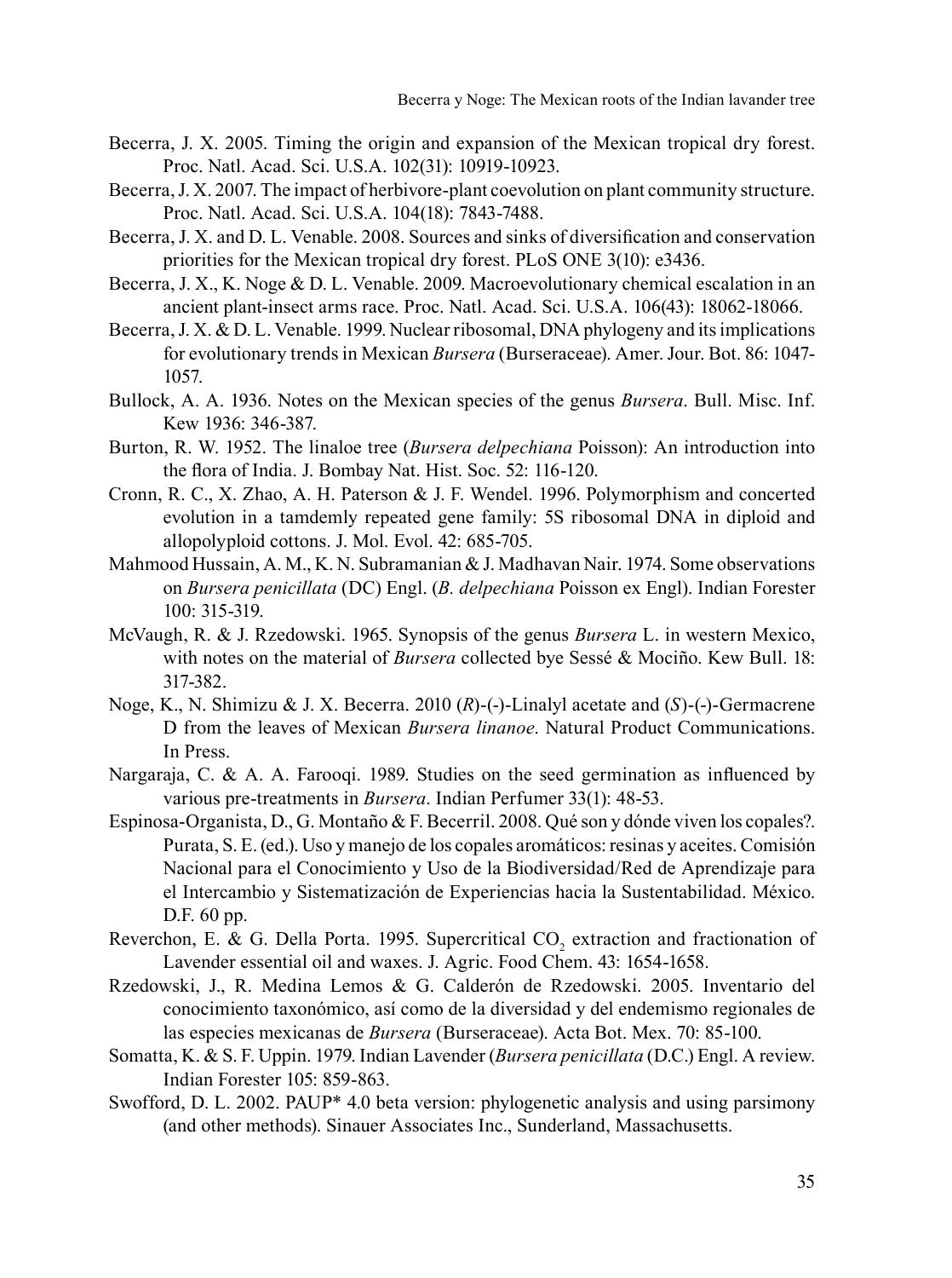Becerra, J. X. 2005. Timing the origin and expansion of the Mexican tropical dry forest. Proc. Natl. Acad. Sci. U.S.A. 102(31): 10919-10923.

Becerra, J. X. 2007. The impact of herbivore-plant coevolution on plant community structure. Proc. Natl. Acad. Sci. U.S.A. 104(18): 7843-7488.

Becerra, J. X. and D. L. Venable. 2008. Sources and sinks of diversification and conservation priorities for the Mexican tropical dry forest. PLoS ONE 3(10): e3436.

Becerra, J. X., K. Noge & D. L. Venable. 2009. Macroevolutionary chemical escalation in an ancient plant-insect arms race. Proc. Natl. Acad. Sci. U.S.A. 106(43): 18062-18066.

Becerra, J. X. & D. L. Venable. 1999. Nuclear ribosomal, DNA phylogeny and its implications for evolutionary trends in Mexican *Bursera* (Burseraceae). Amer. Jour. Bot. 86: 1047-1057.

Bullock, A. A. 1936. Notes on the Mexican species of the genus *Bursera*. Bull. Misc. Inf. Kew 1936: 346-387.

Burton, R. W. 1952. The linaloe tree (*Bursera delpechiana* Poisson): An introduction into the flora of India. J. Bombay Nat. Hist. Soc. 52: 116-120.

Cronn, R. C., X. Zhao, A. H. Paterson & J. F. Wendel. 1996. Polymorphism and concerted evolution in a tamdemly repeated gene family: 5S ribosomal DNA in diploid and allopolyploid cottons. J. Mol. Evol. 42: 685-705.

Mahmood Hussain, A. M., K. N. Subramanian & J. Madhavan Nair. 1974. Some observations on *Bursera penicillata* (DC) Engl. (*B. delpechiana* Poisson ex Engl). Indian Forester 100: 315-319.

McVaugh, R. & J. Rzedowski. 1965. Synopsis of the genus *Bursera* L. in western Mexico, with notes on the material of *Bursera* collected bye Sessé & Mociño. Kew Bull. 18: 317-382.

Noge, K., N. Shimizu & J. X. Becerra. 2010 (*R*)-(-)-Linalyl acetate and (*S*)-(-)-Germacrene D from the leaves of Mexican *Bursera linanoe*. Natural Product Communications. In Press.

Nargaraja, C. & A. A. Farooqi. 1989. Studies on the seed germination as influenced by various pre-treatments in *Bursera*. Indian Perfumer 33(1): 48-53.

Espinosa-Organista, D., G. Montaño & F. Becerril. 2008. Qué son y dónde viven los copales?. Purata, S. E. (ed.). Uso y manejo de los copales aromáticos: resinas y aceites. Comisión Nacional para el Conocimiento y Uso de la Biodiversidad/Red de Aprendizaje para el Intercambio y Sistematización de Experiencias hacia la Sustentabilidad. México. D.F. 60 pp.

Reverchon, E. & G. Della Porta. 1995. Supercritical $CO_2$ extraction and fractionation of Lavender essential oil and waxes. J. Agric. Food Chem. 43: 1654-1658.

Rzedowski, J., R. Medina Lemos & G. Calderón de Rzedowski. 2005. Inventario del conocimiento taxonómico, así como de la diversidad y del endemismo regionales de las especies mexicanas de *Bursera* (Burseraceae). Acta Bot. Mex. 70: 85-100.

Somatta, K. & S. F. Uppin. 1979. Indian Lavender (*Bursera penicillata* (D.C.) Engl. A review. Indian Forester 105: 859-863.

Swofford, D. L. 2002. PAUP* 4.0 beta version: phylogenetic analysis and using parsimony (and other methods). Sinauer Associates Inc., Sunderland, Massachusetts.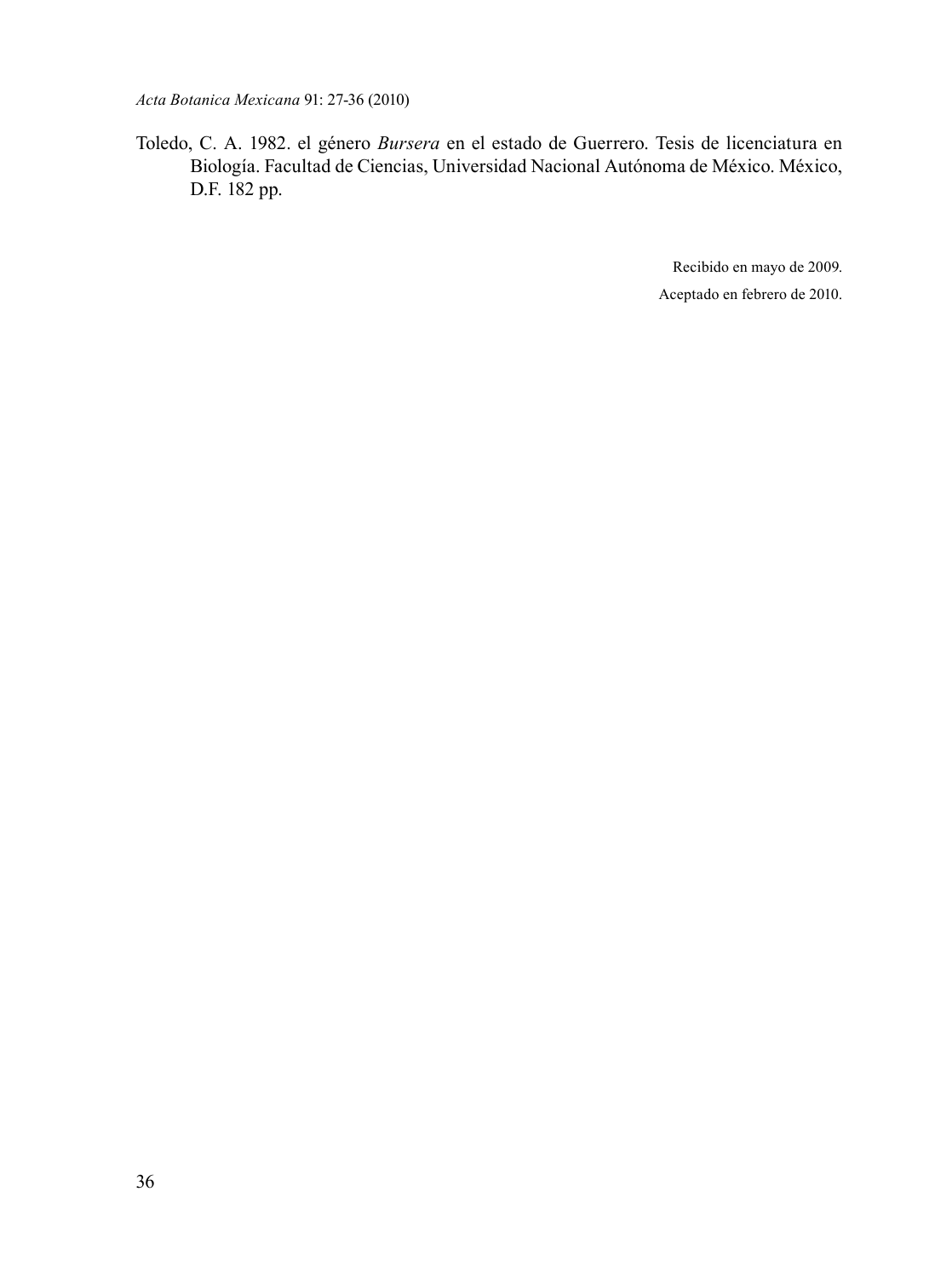Toledo, C. A. 1982. el género *Bursera* en el estado de Guerrero. Tesis de licenciatura en Biología. Facultad de Ciencias, Universidad Nacional Autónoma de México. México, D.F. 182 pp.

Recibido en mayo de 2009.

Aceptado en febrero de 2010.